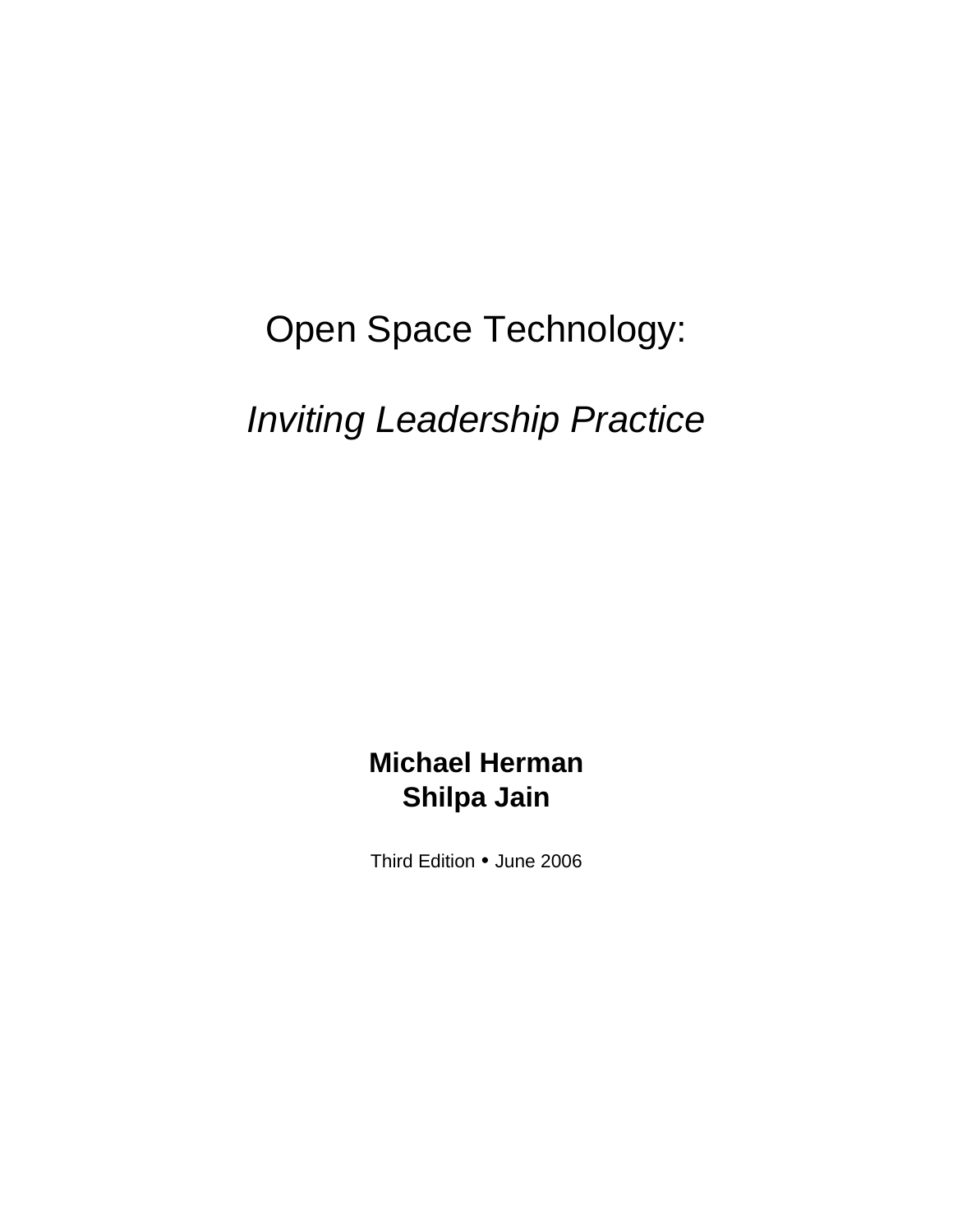# Open Space Technology:

## *Inviting Leadership Practice*

**Michael Herman**
**Shilpa Jain**

Third Edition • June 2006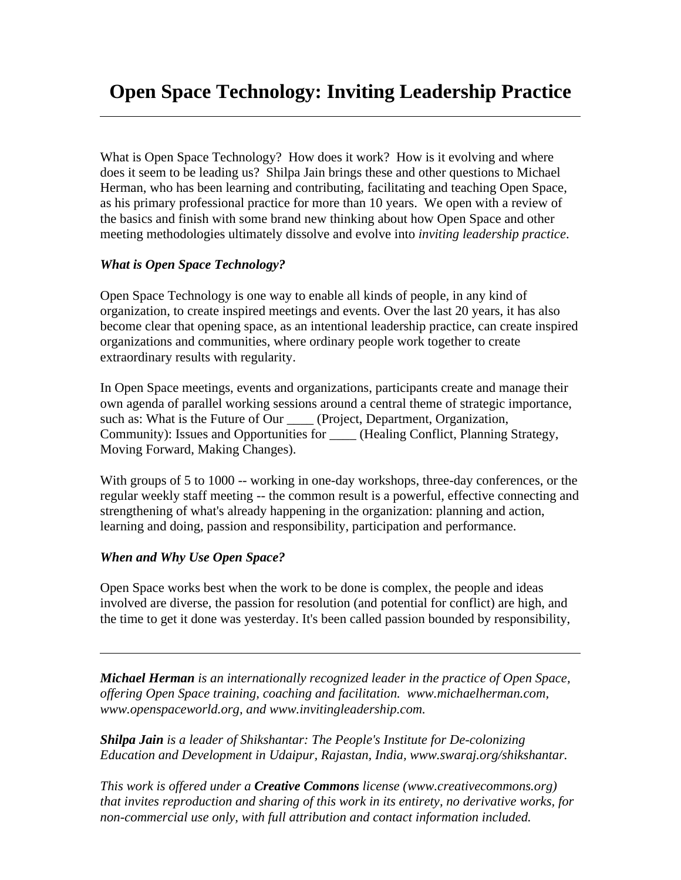# Open Space Technology: Inviting Leadership Practice

---

What is Open Space Technology? How does it work? How is it evolving and where does it seem to be leading us? Shilpa Jain brings these and other questions to Michael Herman, who has been learning and contributing, facilitating and teaching Open Space, as his primary professional practice for more than 10 years. We open with a review of the basics and finish with some brand new thinking about how Open Space and other meeting methodologies ultimately dissolve and evolve into *inviting leadership practice*.

***What is Open Space Technology?***

Open Space Technology is one way to enable all kinds of people, in any kind of organization, to create inspired meetings and events. Over the last 20 years, it has also become clear that opening space, as an intentional leadership practice, can create inspired organizations and communities, where ordinary people work together to create extraordinary results with regularity.

In Open Space meetings, events and organizations, participants create and manage their own agenda of parallel working sessions around a central theme of strategic importance, such as: What is the Future of Our ____ (Project, Department, Organization, Community): Issues and Opportunities for ____ (Healing Conflict, Planning Strategy, Moving Forward, Making Changes).

With groups of 5 to 1000 -- working in one-day workshops, three-day conferences, or the regular weekly staff meeting -- the common result is a powerful, effective connecting and strengthening of what's already happening in the organization: planning and action, learning and doing, passion and responsibility, participation and performance.

***When and Why Use Open Space?***

Open Space works best when the work to be done is complex, the people and ideas involved are diverse, the passion for resolution (and potential for conflict) are high, and the time to get it done was yesterday. It's been called passion bounded by responsibility,

---

***Michael Herman*** *is an internationally recognized leader in the practice of Open Space, offering Open Space training, coaching and facilitation. www.michaelherman.com, www.openspaceworld.org, and www.invitingleadership.com.*

***Shilpa Jain*** *is a leader of Shikshantar: The People's Institute for De-colonizing Education and Development in Udaipur, Rajastan, India, www.swaraj.org/shikshantar.*

*This work is offered under a* ***Creative Commons*** *license (www.creativecommons.org) that invites reproduction and sharing of this work in its entirety, no derivative works, for non-commercial use only, with full attribution and contact information included.*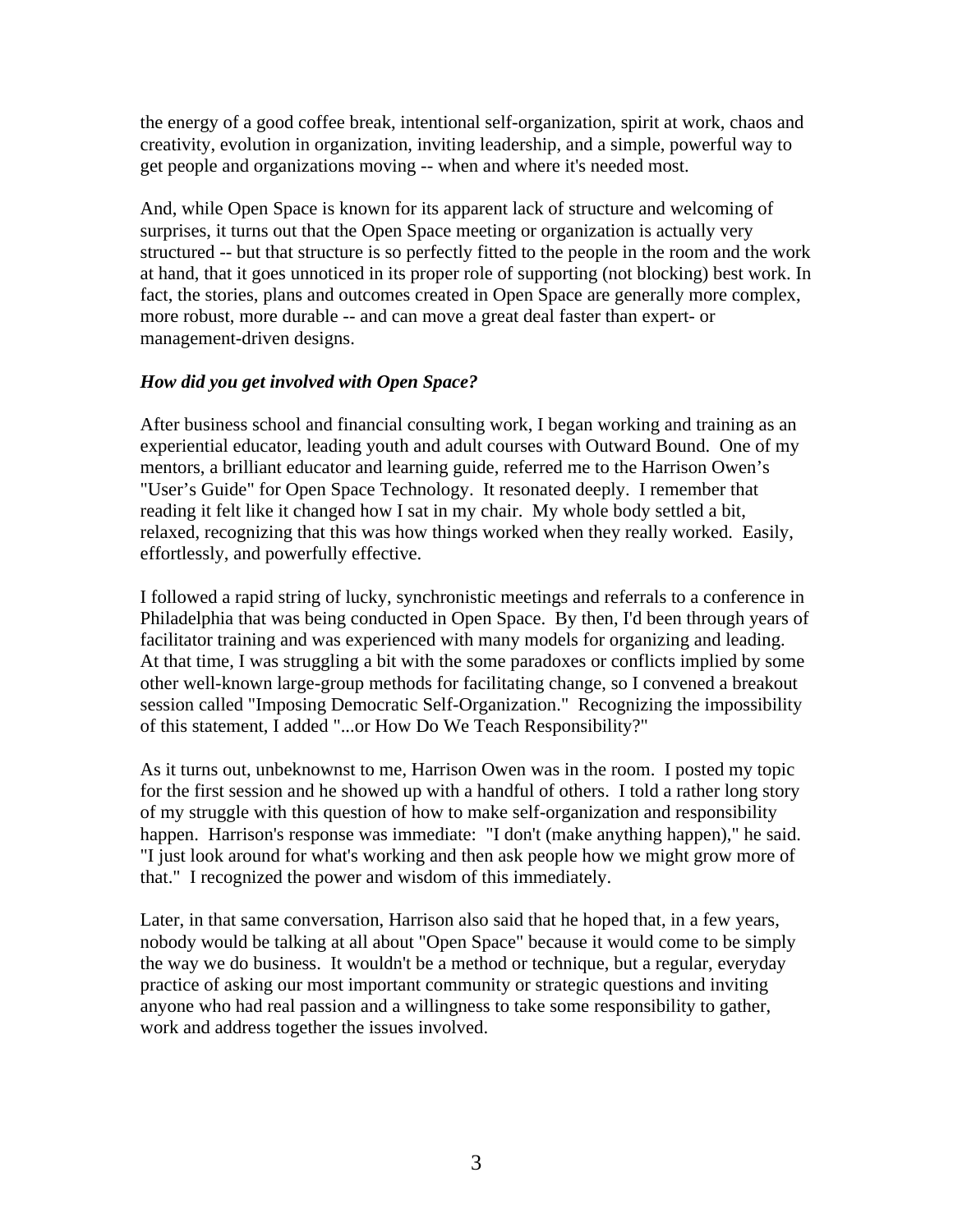the energy of a good coffee break, intentional self-organization, spirit at work, chaos and creativity, evolution in organization, inviting leadership, and a simple, powerful way to get people and organizations moving -- when and where it's needed most.

And, while Open Space is known for its apparent lack of structure and welcoming of surprises, it turns out that the Open Space meeting or organization is actually very structured -- but that structure is so perfectly fitted to the people in the room and the work at hand, that it goes unnoticed in its proper role of supporting (not blocking) best work. In fact, the stories, plans and outcomes created in Open Space are generally more complex, more robust, more durable -- and can move a great deal faster than expert- or management-driven designs.

***How did you get involved with Open Space?***

After business school and financial consulting work, I began working and training as an experiential educator, leading youth and adult courses with Outward Bound. One of my mentors, a brilliant educator and learning guide, referred me to the Harrison Owen's "User's Guide" for Open Space Technology. It resonated deeply. I remember that reading it felt like it changed how I sat in my chair. My whole body settled a bit, relaxed, recognizing that this was how things worked when they really worked. Easily, effortlessly, and powerfully effective.

I followed a rapid string of lucky, synchronistic meetings and referrals to a conference in Philadelphia that was being conducted in Open Space. By then, I'd been through years of facilitator training and was experienced with many models for organizing and leading. At that time, I was struggling a bit with the some paradoxes or conflicts implied by some other well-known large-group methods for facilitating change, so I convened a breakout session called "Imposing Democratic Self-Organization." Recognizing the impossibility of this statement, I added "...or How Do We Teach Responsibility?"

As it turns out, unbeknownst to me, Harrison Owen was in the room. I posted my topic for the first session and he showed up with a handful of others. I told a rather long story of my struggle with this question of how to make self-organization and responsibility happen. Harrison's response was immediate: "I don't (make anything happen)," he said. "I just look around for what's working and then ask people how we might grow more of that." I recognized the power and wisdom of this immediately.

Later, in that same conversation, Harrison also said that he hoped that, in a few years, nobody would be talking at all about "Open Space" because it would come to be simply the way we do business. It wouldn't be a method or technique, but a regular, everyday practice of asking our most important community or strategic questions and inviting anyone who had real passion and a willingness to take some responsibility to gather, work and address together the issues involved.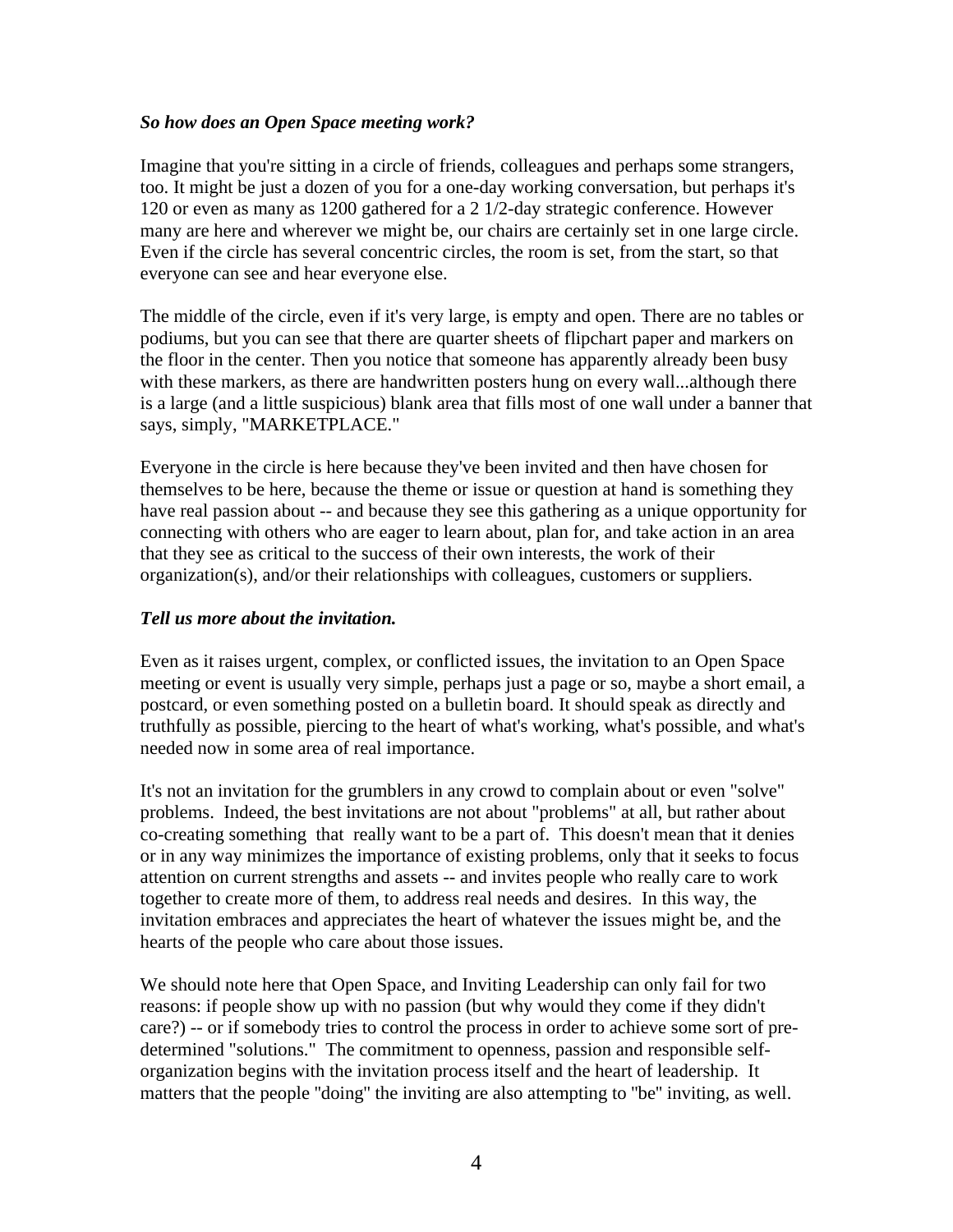***So how does an Open Space meeting work?***

Imagine that you're sitting in a circle of friends, colleagues and perhaps some strangers, too. It might be just a dozen of you for a one-day working conversation, but perhaps it's 120 or even as many as 1200 gathered for a 2 1/2-day strategic conference. However many are here and wherever we might be, our chairs are certainly set in one large circle. Even if the circle has several concentric circles, the room is set, from the start, so that everyone can see and hear everyone else.

The middle of the circle, even if it's very large, is empty and open. There are no tables or podiums, but you can see that there are quarter sheets of flipchart paper and markers on the floor in the center. Then you notice that someone has apparently already been busy with these markers, as there are handwritten posters hung on every wall...although there is a large (and a little suspicious) blank area that fills most of one wall under a banner that says, simply, "MARKETPLACE."

Everyone in the circle is here because they've been invited and then have chosen for themselves to be here, because the theme or issue or question at hand is something they have real passion about -- and because they see this gathering as a unique opportunity for connecting with others who are eager to learn about, plan for, and take action in an area that they see as critical to the success of their own interests, the work of their organization(s), and/or their relationships with colleagues, customers or suppliers.

***Tell us more about the invitation.***

Even as it raises urgent, complex, or conflicted issues, the invitation to an Open Space meeting or event is usually very simple, perhaps just a page or so, maybe a short email, a postcard, or even something posted on a bulletin board. It should speak as directly and truthfully as possible, piercing to the heart of what's working, what's possible, and what's needed now in some area of real importance.

It's not an invitation for the grumblers in any crowd to complain about or even "solve" problems. Indeed, the best invitations are not about "problems" at all, but rather about co-creating something that really want to be a part of. This doesn't mean that it denies or in any way minimizes the importance of existing problems, only that it seeks to focus attention on current strengths and assets -- and invites people who really care to work together to create more of them, to address real needs and desires. In this way, the invitation embraces and appreciates the heart of whatever the issues might be, and the hearts of the people who care about those issues.

We should note here that Open Space, and Inviting Leadership can only fail for two reasons: if people show up with no passion (but why would they come if they didn't care?) -- or if somebody tries to control the process in order to achieve some sort of pre-determined "solutions." The commitment to openness, passion and responsible self-organization begins with the invitation process itself and the heart of leadership. It matters that the people "doing" the inviting are also attempting to "be" inviting, as well.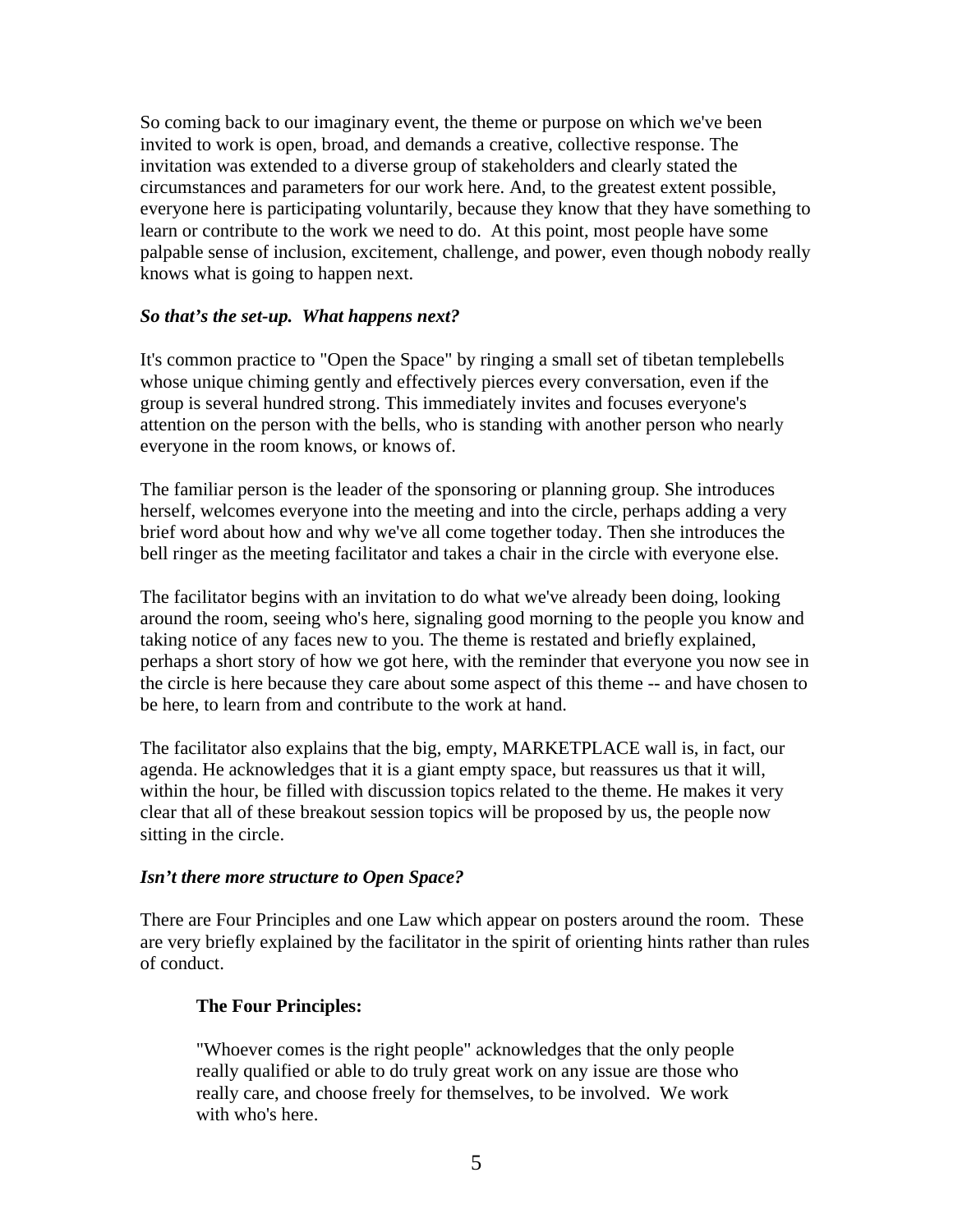So coming back to our imaginary event, the theme or purpose on which we've been invited to work is open, broad, and demands a creative, collective response. The invitation was extended to a diverse group of stakeholders and clearly stated the circumstances and parameters for our work here. And, to the greatest extent possible, everyone here is participating voluntarily, because they know that they have something to learn or contribute to the work we need to do. At this point, most people have some palpable sense of inclusion, excitement, challenge, and power, even though nobody really knows what is going to happen next.

***So that's the set-up. What happens next?***

It's common practice to "Open the Space" by ringing a small set of tibetan templebells whose unique chiming gently and effectively pierces every conversation, even if the group is several hundred strong. This immediately invites and focuses everyone's attention on the person with the bells, who is standing with another person who nearly everyone in the room knows, or knows of.

The familiar person is the leader of the sponsoring or planning group. She introduces herself, welcomes everyone into the meeting and into the circle, perhaps adding a very brief word about how and why we've all come together today. Then she introduces the bell ringer as the meeting facilitator and takes a chair in the circle with everyone else.

The facilitator begins with an invitation to do what we've already been doing, looking around the room, seeing who's here, signaling good morning to the people you know and taking notice of any faces new to you. The theme is restated and briefly explained, perhaps a short story of how we got here, with the reminder that everyone you now see in the circle is here because they care about some aspect of this theme -- and have chosen to be here, to learn from and contribute to the work at hand.

The facilitator also explains that the big, empty, MARKETPLACE wall is, in fact, our agenda. He acknowledges that it is a giant empty space, but reassures us that it will, within the hour, be filled with discussion topics related to the theme. He makes it very clear that all of these breakout session topics will be proposed by us, the people now sitting in the circle.

***Isn't there more structure to Open Space?***

There are Four Principles and one Law which appear on posters around the room. These are very briefly explained by the facilitator in the spirit of orienting hints rather than rules of conduct.

> **The Four Principles:**
>
> "Whoever comes is the right people" acknowledges that the only people really qualified or able to do truly great work on any issue are those who really care, and choose freely for themselves, to be involved. We work with who's here.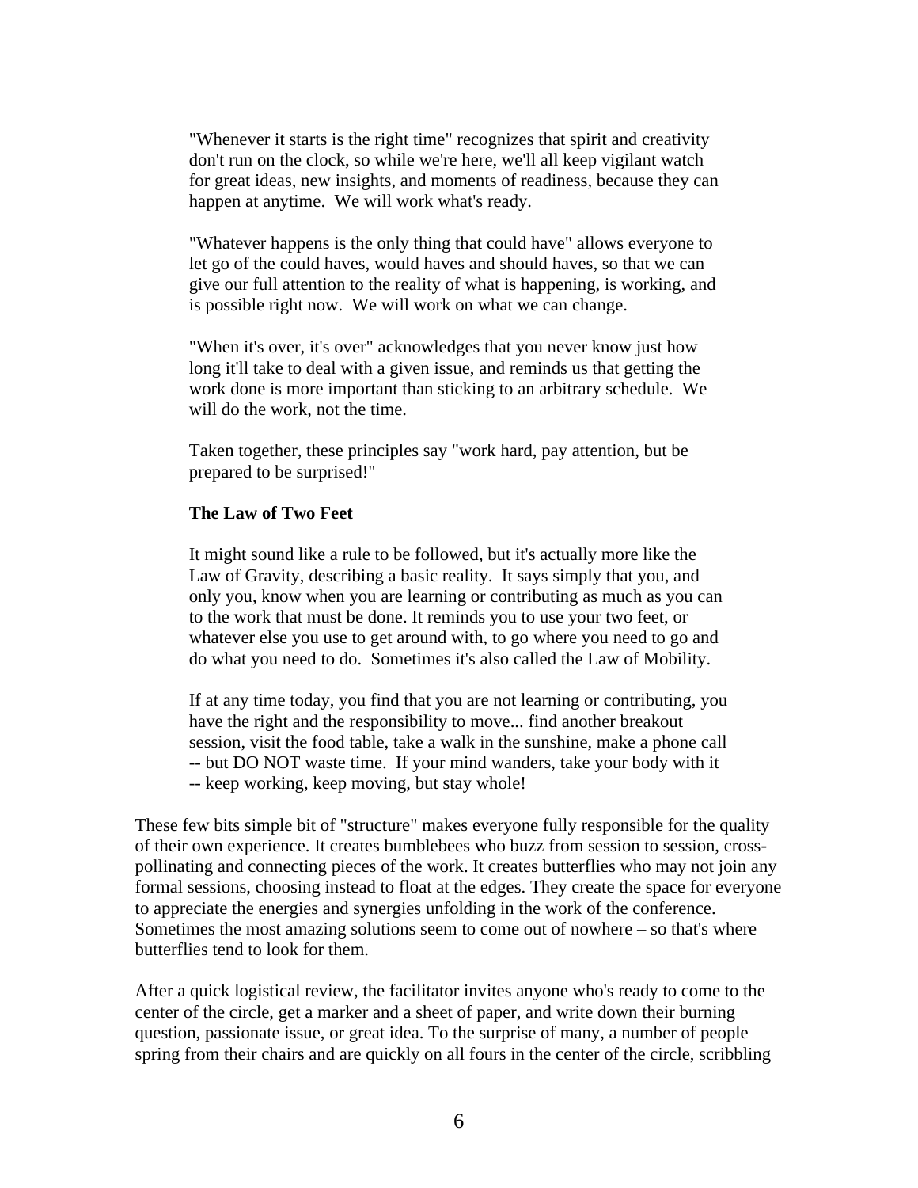"Whenever it starts is the right time" recognizes that spirit and creativity don't run on the clock, so while we're here, we'll all keep vigilant watch for great ideas, new insights, and moments of readiness, because they can happen at anytime. We will work what's ready.

"Whatever happens is the only thing that could have" allows everyone to let go of the could haves, would haves and should haves, so that we can give our full attention to the reality of what is happening, is working, and is possible right now. We will work on what we can change.

"When it's over, it's over" acknowledges that you never know just how long it'll take to deal with a given issue, and reminds us that getting the work done is more important than sticking to an arbitrary schedule. We will do the work, not the time.

Taken together, these principles say "work hard, pay attention, but be prepared to be surprised!"

**The Law of Two Feet**

It might sound like a rule to be followed, but it's actually more like the Law of Gravity, describing a basic reality. It says simply that you, and only you, know when you are learning or contributing as much as you can to the work that must be done. It reminds you to use your two feet, or whatever else you use to get around with, to go where you need to go and do what you need to do. Sometimes it's also called the Law of Mobility.

If at any time today, you find that you are not learning or contributing, you have the right and the responsibility to move... find another breakout session, visit the food table, take a walk in the sunshine, make a phone call -- but DO NOT waste time. If your mind wanders, take your body with it -- keep working, keep moving, but stay whole!

These few bits simple bit of "structure" makes everyone fully responsible for the quality of their own experience. It creates bumblebees who buzz from session to session, cross-pollinating and connecting pieces of the work. It creates butterflies who may not join any formal sessions, choosing instead to float at the edges. They create the space for everyone to appreciate the energies and synergies unfolding in the work of the conference. Sometimes the most amazing solutions seem to come out of nowhere – so that's where butterflies tend to look for them.

After a quick logistical review, the facilitator invites anyone who's ready to come to the center of the circle, get a marker and a sheet of paper, and write down their burning question, passionate issue, or great idea. To the surprise of many, a number of people spring from their chairs and are quickly on all fours in the center of the circle, scribbling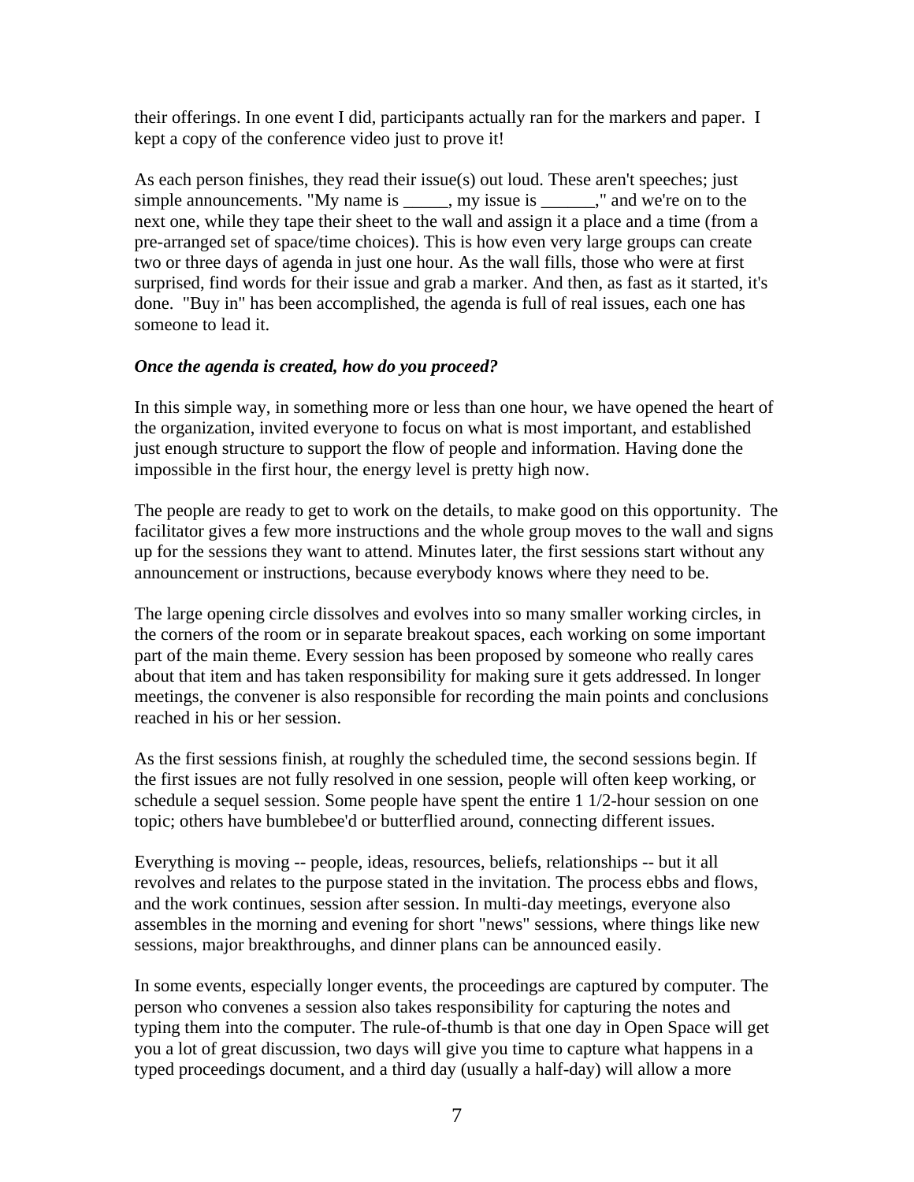their offerings. In one event I did, participants actually ran for the markers and paper. I kept a copy of the conference video just to prove it!

As each person finishes, they read their issue(s) out loud. These aren't speeches; just simple announcements. "My name is _____, my issue is ______," and we're on to the next one, while they tape their sheet to the wall and assign it a place and a time (from a pre-arranged set of space/time choices). This is how even very large groups can create two or three days of agenda in just one hour. As the wall fills, those who were at first surprised, find words for their issue and grab a marker. And then, as fast as it started, it's done. "Buy in" has been accomplished, the agenda is full of real issues, each one has someone to lead it.

***Once the agenda is created, how do you proceed?***

In this simple way, in something more or less than one hour, we have opened the heart of the organization, invited everyone to focus on what is most important, and established just enough structure to support the flow of people and information. Having done the impossible in the first hour, the energy level is pretty high now.

The people are ready to get to work on the details, to make good on this opportunity. The facilitator gives a few more instructions and the whole group moves to the wall and signs up for the sessions they want to attend. Minutes later, the first sessions start without any announcement or instructions, because everybody knows where they need to be.

The large opening circle dissolves and evolves into so many smaller working circles, in the corners of the room or in separate breakout spaces, each working on some important part of the main theme. Every session has been proposed by someone who really cares about that item and has taken responsibility for making sure it gets addressed. In longer meetings, the convener is also responsible for recording the main points and conclusions reached in his or her session.

As the first sessions finish, at roughly the scheduled time, the second sessions begin. If the first issues are not fully resolved in one session, people will often keep working, or schedule a sequel session. Some people have spent the entire 1 1/2-hour session on one topic; others have bumblebee'd or butterflied around, connecting different issues.

Everything is moving -- people, ideas, resources, beliefs, relationships -- but it all revolves and relates to the purpose stated in the invitation. The process ebbs and flows, and the work continues, session after session. In multi-day meetings, everyone also assembles in the morning and evening for short "news" sessions, where things like new sessions, major breakthroughs, and dinner plans can be announced easily.

In some events, especially longer events, the proceedings are captured by computer. The person who convenes a session also takes responsibility for capturing the notes and typing them into the computer. The rule-of-thumb is that one day in Open Space will get you a lot of great discussion, two days will give you time to capture what happens in a typed proceedings document, and a third day (usually a half-day) will allow a more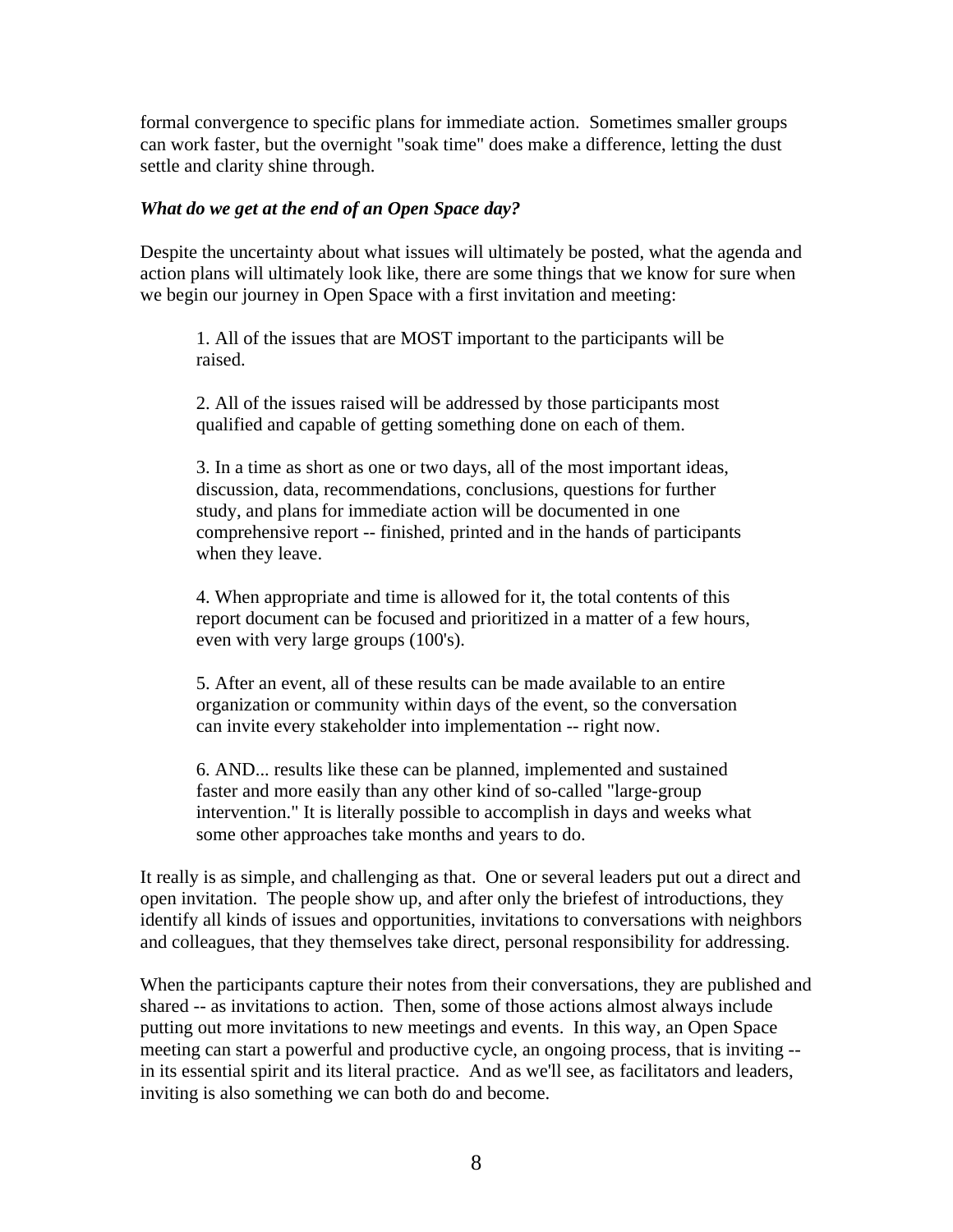formal convergence to specific plans for immediate action. Sometimes smaller groups can work faster, but the overnight "soak time" does make a difference, letting the dust settle and clarity shine through.

***What do we get at the end of an Open Space day?***

Despite the uncertainty about what issues will ultimately be posted, what the agenda and action plans will ultimately look like, there are some things that we know for sure when we begin our journey in Open Space with a first invitation and meeting:

> 1. All of the issues that are MOST important to the participants will be raised.
>
> 2. All of the issues raised will be addressed by those participants most qualified and capable of getting something done on each of them.
>
> 3. In a time as short as one or two days, all of the most important ideas, discussion, data, recommendations, conclusions, questions for further study, and plans for immediate action will be documented in one comprehensive report -- finished, printed and in the hands of participants when they leave.
>
> 4. When appropriate and time is allowed for it, the total contents of this report document can be focused and prioritized in a matter of a few hours, even with very large groups (100's).
>
> 5. After an event, all of these results can be made available to an entire organization or community within days of the event, so the conversation can invite every stakeholder into implementation -- right now.
>
> 6. AND... results like these can be planned, implemented and sustained faster and more easily than any other kind of so-called "large-group intervention." It is literally possible to accomplish in days and weeks what some other approaches take months and years to do.

It really is as simple, and challenging as that. One or several leaders put out a direct and open invitation. The people show up, and after only the briefest of introductions, they identify all kinds of issues and opportunities, invitations to conversations with neighbors and colleagues, that they themselves take direct, personal responsibility for addressing.

When the participants capture their notes from their conversations, they are published and shared -- as invitations to action. Then, some of those actions almost always include putting out more invitations to new meetings and events. In this way, an Open Space meeting can start a powerful and productive cycle, an ongoing process, that is inviting -- in its essential spirit and its literal practice. And as we'll see, as facilitators and leaders, inviting is also something we can both do and become.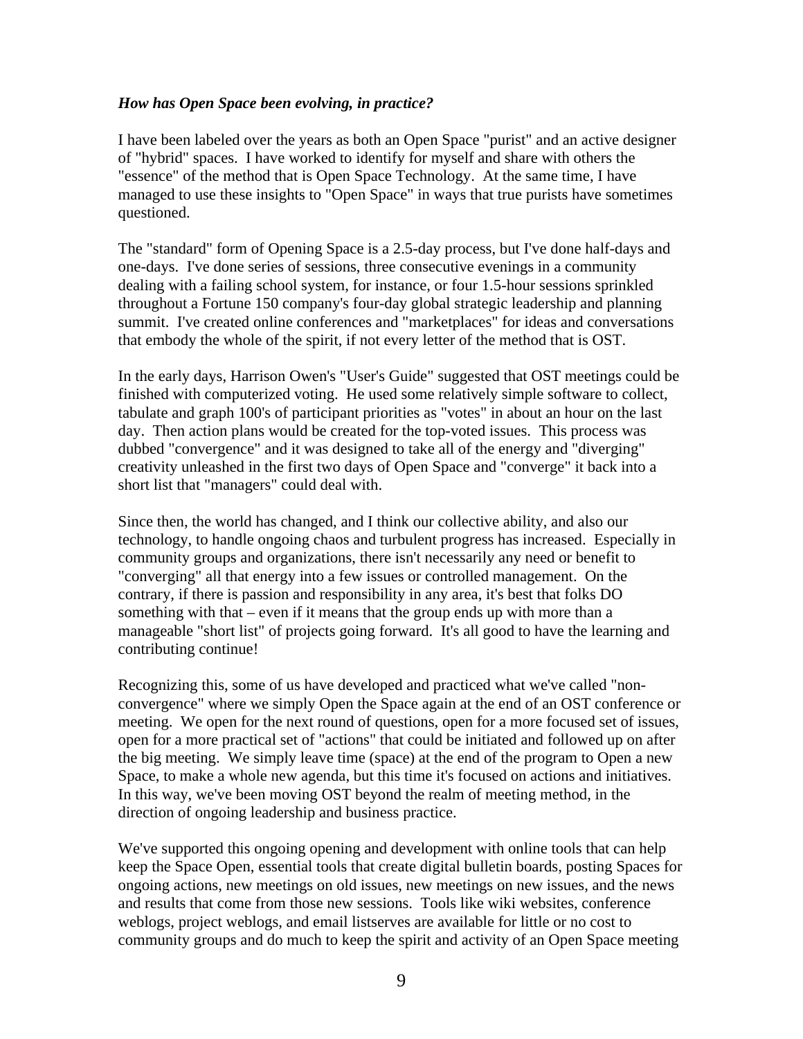***How has Open Space been evolving, in practice?***

I have been labeled over the years as both an Open Space "purist" and an active designer of "hybrid" spaces. I have worked to identify for myself and share with others the "essence" of the method that is Open Space Technology. At the same time, I have managed to use these insights to "Open Space" in ways that true purists have sometimes questioned.

The "standard" form of Opening Space is a 2.5-day process, but I've done half-days and one-days. I've done series of sessions, three consecutive evenings in a community dealing with a failing school system, for instance, or four 1.5-hour sessions sprinkled throughout a Fortune 150 company's four-day global strategic leadership and planning summit. I've created online conferences and "marketplaces" for ideas and conversations that embody the whole of the spirit, if not every letter of the method that is OST.

In the early days, Harrison Owen's "User's Guide" suggested that OST meetings could be finished with computerized voting. He used some relatively simple software to collect, tabulate and graph 100's of participant priorities as "votes" in about an hour on the last day. Then action plans would be created for the top-voted issues. This process was dubbed "convergence" and it was designed to take all of the energy and "diverging" creativity unleashed in the first two days of Open Space and "converge" it back into a short list that "managers" could deal with.

Since then, the world has changed, and I think our collective ability, and also our technology, to handle ongoing chaos and turbulent progress has increased. Especially in community groups and organizations, there isn't necessarily any need or benefit to "converging" all that energy into a few issues or controlled management. On the contrary, if there is passion and responsibility in any area, it's best that folks DO something with that – even if it means that the group ends up with more than a manageable "short list" of projects going forward. It's all good to have the learning and contributing continue!

Recognizing this, some of us have developed and practiced what we've called "non-convergence" where we simply Open the Space again at the end of an OST conference or meeting. We open for the next round of questions, open for a more focused set of issues, open for a more practical set of "actions" that could be initiated and followed up on after the big meeting. We simply leave time (space) at the end of the program to Open a new Space, to make a whole new agenda, but this time it's focused on actions and initiatives. In this way, we've been moving OST beyond the realm of meeting method, in the direction of ongoing leadership and business practice.

We've supported this ongoing opening and development with online tools that can help keep the Space Open, essential tools that create digital bulletin boards, posting Spaces for ongoing actions, new meetings on old issues, new meetings on new issues, and the news and results that come from those new sessions. Tools like wiki websites, conference weblogs, project weblogs, and email listserves are available for little or no cost to community groups and do much to keep the spirit and activity of an Open Space meeting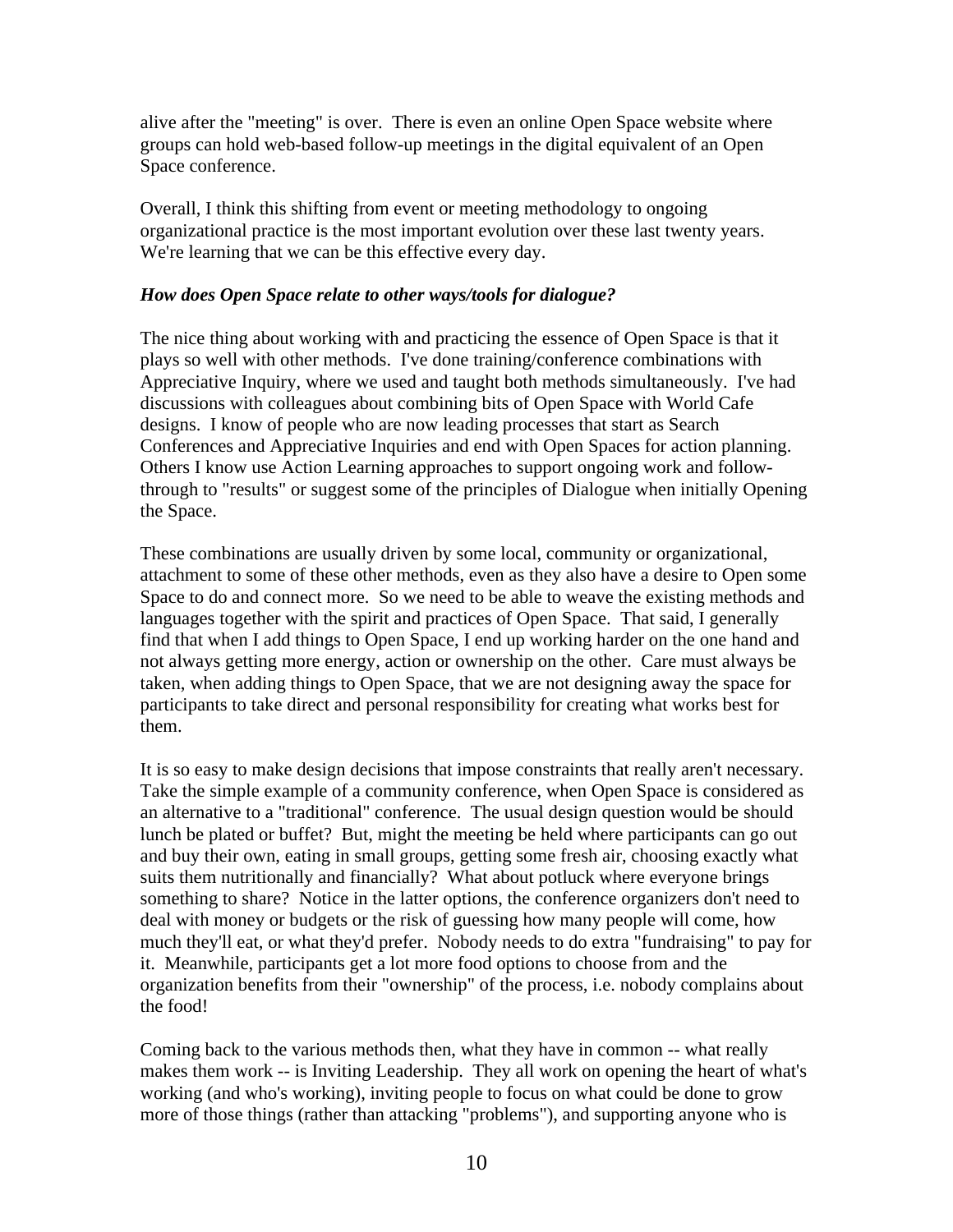alive after the "meeting" is over. There is even an online Open Space website where groups can hold web-based follow-up meetings in the digital equivalent of an Open Space conference.

Overall, I think this shifting from event or meeting methodology to ongoing organizational practice is the most important evolution over these last twenty years. We're learning that we can be this effective every day.

***How does Open Space relate to other ways/tools for dialogue?***

The nice thing about working with and practicing the essence of Open Space is that it plays so well with other methods. I've done training/conference combinations with Appreciative Inquiry, where we used and taught both methods simultaneously. I've had discussions with colleagues about combining bits of Open Space with World Cafe designs. I know of people who are now leading processes that start as Search Conferences and Appreciative Inquiries and end with Open Spaces for action planning. Others I know use Action Learning approaches to support ongoing work and follow-through to "results" or suggest some of the principles of Dialogue when initially Opening the Space.

These combinations are usually driven by some local, community or organizational, attachment to some of these other methods, even as they also have a desire to Open some Space to do and connect more. So we need to be able to weave the existing methods and languages together with the spirit and practices of Open Space. That said, I generally find that when I add things to Open Space, I end up working harder on the one hand and not always getting more energy, action or ownership on the other. Care must always be taken, when adding things to Open Space, that we are not designing away the space for participants to take direct and personal responsibility for creating what works best for them.

It is so easy to make design decisions that impose constraints that really aren't necessary. Take the simple example of a community conference, when Open Space is considered as an alternative to a "traditional" conference. The usual design question would be should lunch be plated or buffet? But, might the meeting be held where participants can go out and buy their own, eating in small groups, getting some fresh air, choosing exactly what suits them nutritionally and financially? What about potluck where everyone brings something to share? Notice in the latter options, the conference organizers don't need to deal with money or budgets or the risk of guessing how many people will come, how much they'll eat, or what they'd prefer. Nobody needs to do extra "fundraising" to pay for it. Meanwhile, participants get a lot more food options to choose from and the organization benefits from their "ownership" of the process, i.e. nobody complains about the food!

Coming back to the various methods then, what they have in common -- what really makes them work -- is Inviting Leadership. They all work on opening the heart of what's working (and who's working), inviting people to focus on what could be done to grow more of those things (rather than attacking "problems"), and supporting anyone who is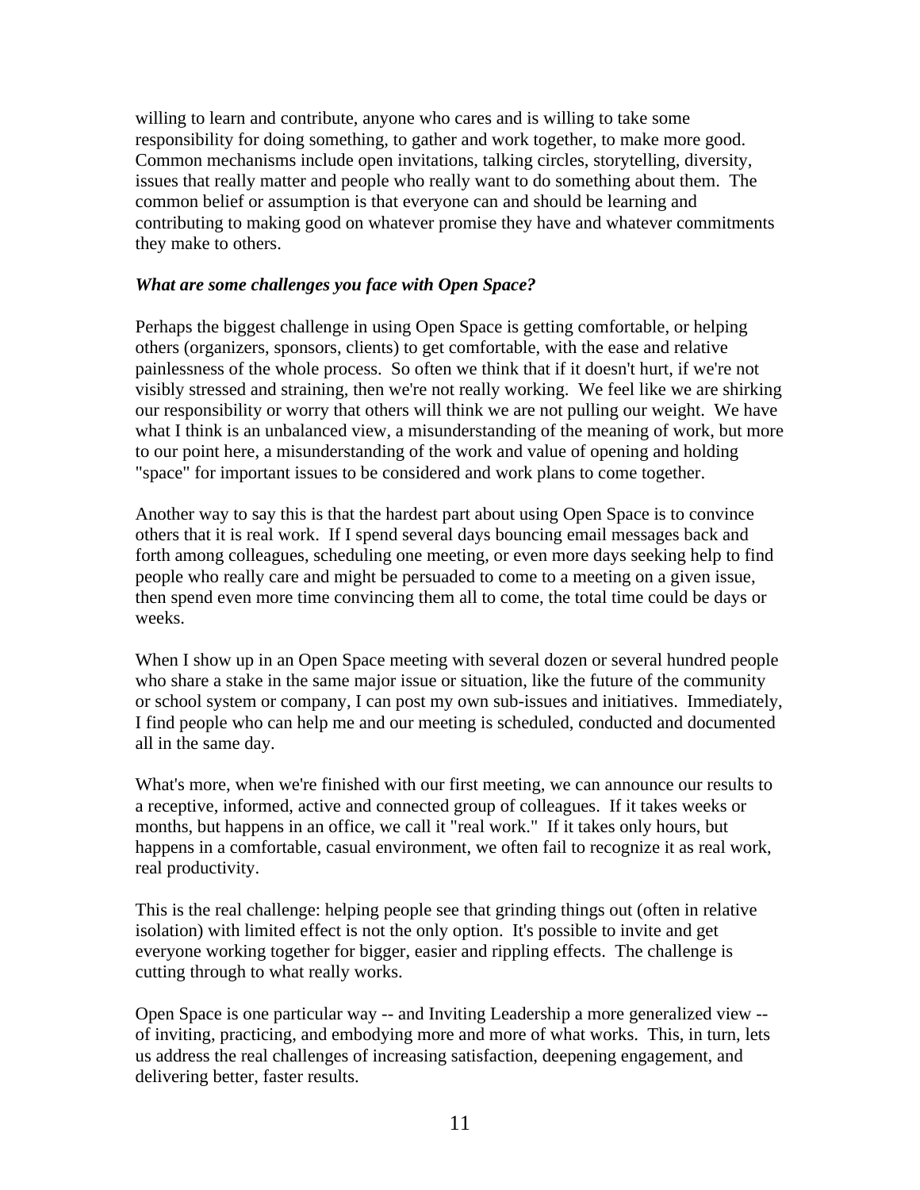willing to learn and contribute, anyone who cares and is willing to take some responsibility for doing something, to gather and work together, to make more good. Common mechanisms include open invitations, talking circles, storytelling, diversity, issues that really matter and people who really want to do something about them. The common belief or assumption is that everyone can and should be learning and contributing to making good on whatever promise they have and whatever commitments they make to others.

***What are some challenges you face with Open Space?***

Perhaps the biggest challenge in using Open Space is getting comfortable, or helping others (organizers, sponsors, clients) to get comfortable, with the ease and relative painlessness of the whole process. So often we think that if it doesn't hurt, if we're not visibly stressed and straining, then we're not really working. We feel like we are shirking our responsibility or worry that others will think we are not pulling our weight. We have what I think is an unbalanced view, a misunderstanding of the meaning of work, but more to our point here, a misunderstanding of the work and value of opening and holding "space" for important issues to be considered and work plans to come together.

Another way to say this is that the hardest part about using Open Space is to convince others that it is real work. If I spend several days bouncing email messages back and forth among colleagues, scheduling one meeting, or even more days seeking help to find people who really care and might be persuaded to come to a meeting on a given issue, then spend even more time convincing them all to come, the total time could be days or weeks.

When I show up in an Open Space meeting with several dozen or several hundred people who share a stake in the same major issue or situation, like the future of the community or school system or company, I can post my own sub-issues and initiatives. Immediately, I find people who can help me and our meeting is scheduled, conducted and documented all in the same day.

What's more, when we're finished with our first meeting, we can announce our results to a receptive, informed, active and connected group of colleagues. If it takes weeks or months, but happens in an office, we call it "real work." If it takes only hours, but happens in a comfortable, casual environment, we often fail to recognize it as real work, real productivity.

This is the real challenge: helping people see that grinding things out (often in relative isolation) with limited effect is not the only option. It's possible to invite and get everyone working together for bigger, easier and rippling effects. The challenge is cutting through to what really works.

Open Space is one particular way -- and Inviting Leadership a more generalized view -- of inviting, practicing, and embodying more and more of what works. This, in turn, lets us address the real challenges of increasing satisfaction, deepening engagement, and delivering better, faster results.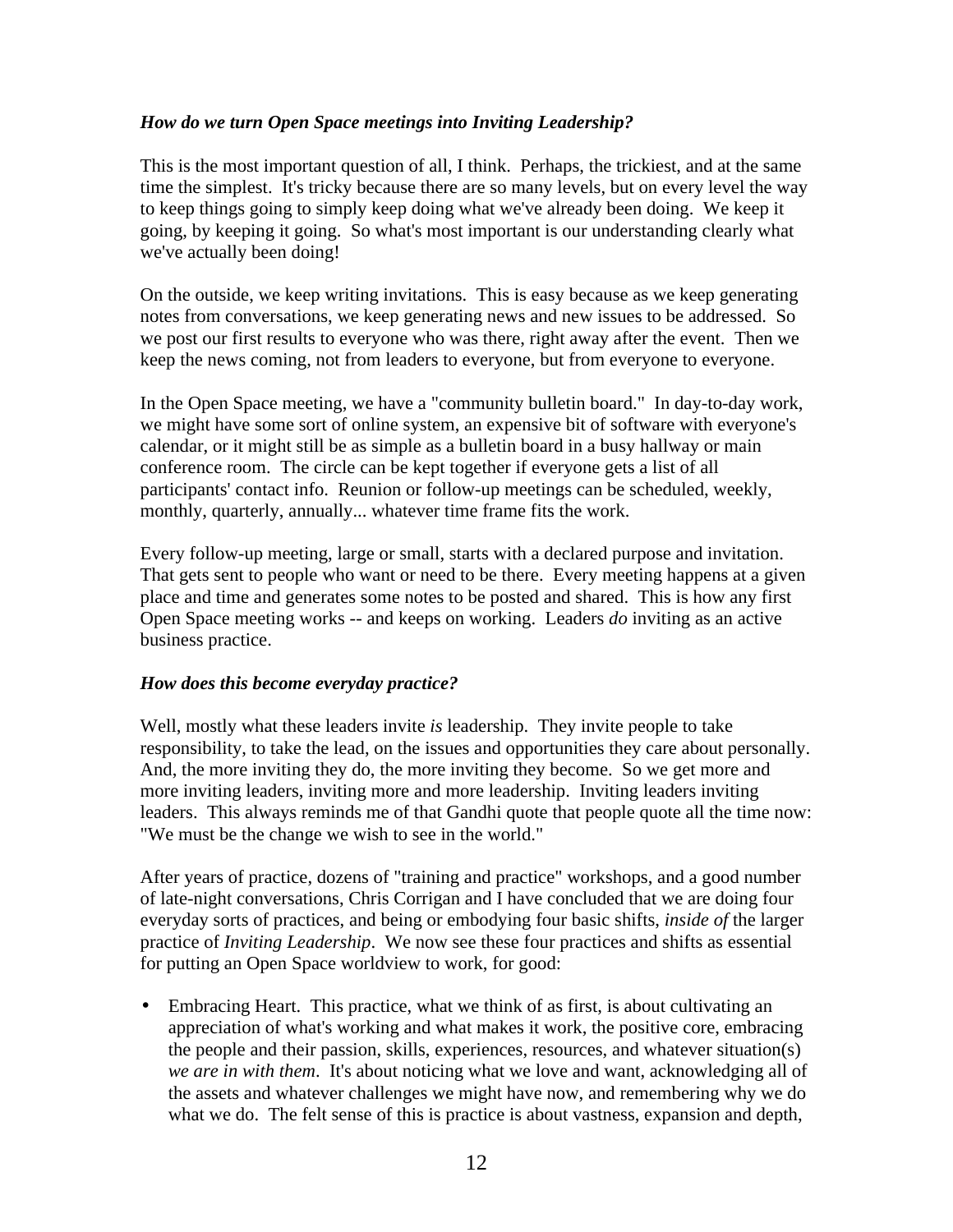***How do we turn Open Space meetings into Inviting Leadership?***

This is the most important question of all, I think. Perhaps, the trickiest, and at the same time the simplest. It's tricky because there are so many levels, but on every level the way to keep things going to simply keep doing what we've already been doing. We keep it going, by keeping it going. So what's most important is our understanding clearly what we've actually been doing!

On the outside, we keep writing invitations. This is easy because as we keep generating notes from conversations, we keep generating news and new issues to be addressed. So we post our first results to everyone who was there, right away after the event. Then we keep the news coming, not from leaders to everyone, but from everyone to everyone.

In the Open Space meeting, we have a "community bulletin board." In day-to-day work, we might have some sort of online system, an expensive bit of software with everyone's calendar, or it might still be as simple as a bulletin board in a busy hallway or main conference room. The circle can be kept together if everyone gets a list of all participants' contact info. Reunion or follow-up meetings can be scheduled, weekly, monthly, quarterly, annually... whatever time frame fits the work.

Every follow-up meeting, large or small, starts with a declared purpose and invitation. That gets sent to people who want or need to be there. Every meeting happens at a given place and time and generates some notes to be posted and shared. This is how any first Open Space meeting works -- and keeps on working. Leaders *do* inviting as an active business practice.

***How does this become everyday practice?***

Well, mostly what these leaders invite *is* leadership. They invite people to take responsibility, to take the lead, on the issues and opportunities they care about personally. And, the more inviting they do, the more inviting they become. So we get more and more inviting leaders, inviting more and more leadership. Inviting leaders inviting leaders. This always reminds me of that Gandhi quote that people quote all the time now: "We must be the change we wish to see in the world."

After years of practice, dozens of "training and practice" workshops, and a good number of late-night conversations, Chris Corrigan and I have concluded that we are doing four everyday sorts of practices, and being or embodying four basic shifts, *inside of* the larger practice of *Inviting Leadership*. We now see these four practices and shifts as essential for putting an Open Space worldview to work, for good:

- Embracing Heart. This practice, what we think of as first, is about cultivating an appreciation of what's working and what makes it work, the positive core, embracing the people and their passion, skills, experiences, resources, and whatever situation(s) *we are in with them*. It's about noticing what we love and want, acknowledging all of the assets and whatever challenges we might have now, and remembering why we do what we do. The felt sense of this is practice is about vastness, expansion and depth,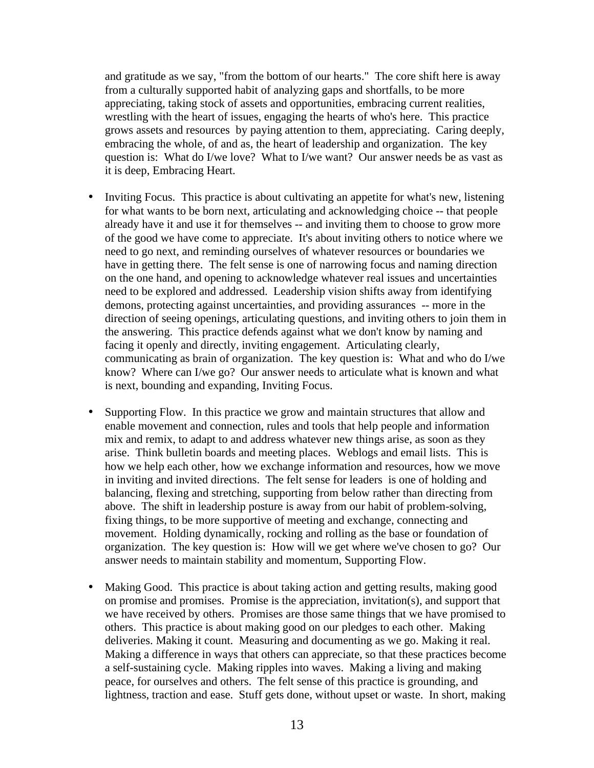and gratitude as we say, "from the bottom of our hearts." The core shift here is away from a culturally supported habit of analyzing gaps and shortfalls, to be more appreciating, taking stock of assets and opportunities, embracing current realities, wrestling with the heart of issues, engaging the hearts of who's here. This practice grows assets and resources by paying attention to them, appreciating. Caring deeply, embracing the whole, of and as, the heart of leadership and organization. The key question is: What do I/we love? What to I/we want? Our answer needs be as vast as it is deep, Embracing Heart.

- Inviting Focus. This practice is about cultivating an appetite for what's new, listening for what wants to be born next, articulating and acknowledging choice -- that people already have it and use it for themselves -- and inviting them to choose to grow more of the good we have come to appreciate. It's about inviting others to notice where we need to go next, and reminding ourselves of whatever resources or boundaries we have in getting there. The felt sense is one of narrowing focus and naming direction on the one hand, and opening to acknowledge whatever real issues and uncertainties need to be explored and addressed. Leadership vision shifts away from identifying demons, protecting against uncertainties, and providing assurances -- more in the direction of seeing openings, articulating questions, and inviting others to join them in the answering. This practice defends against what we don't know by naming and facing it openly and directly, inviting engagement. Articulating clearly, communicating as brain of organization. The key question is: What and who do I/we know? Where can I/we go? Our answer needs to articulate what is known and what is next, bounding and expanding, Inviting Focus.

- Supporting Flow. In this practice we grow and maintain structures that allow and enable movement and connection, rules and tools that help people and information mix and remix, to adapt to and address whatever new things arise, as soon as they arise. Think bulletin boards and meeting places. Weblogs and email lists. This is how we help each other, how we exchange information and resources, how we move in inviting and invited directions. The felt sense for leaders is one of holding and balancing, flexing and stretching, supporting from below rather than directing from above. The shift in leadership posture is away from our habit of problem-solving, fixing things, to be more supportive of meeting and exchange, connecting and movement. Holding dynamically, rocking and rolling as the base or foundation of organization. The key question is: How will we get where we've chosen to go? Our answer needs to maintain stability and momentum, Supporting Flow.

- Making Good. This practice is about taking action and getting results, making good on promise and promises. Promise is the appreciation, invitation(s), and support that we have received by others. Promises are those same things that we have promised to others. This practice is about making good on our pledges to each other. Making deliveries. Making it count. Measuring and documenting as we go. Making it real. Making a difference in ways that others can appreciate, so that these practices become a self-sustaining cycle. Making ripples into waves. Making a living and making peace, for ourselves and others. The felt sense of this practice is grounding, and lightness, traction and ease. Stuff gets done, without upset or waste. In short, making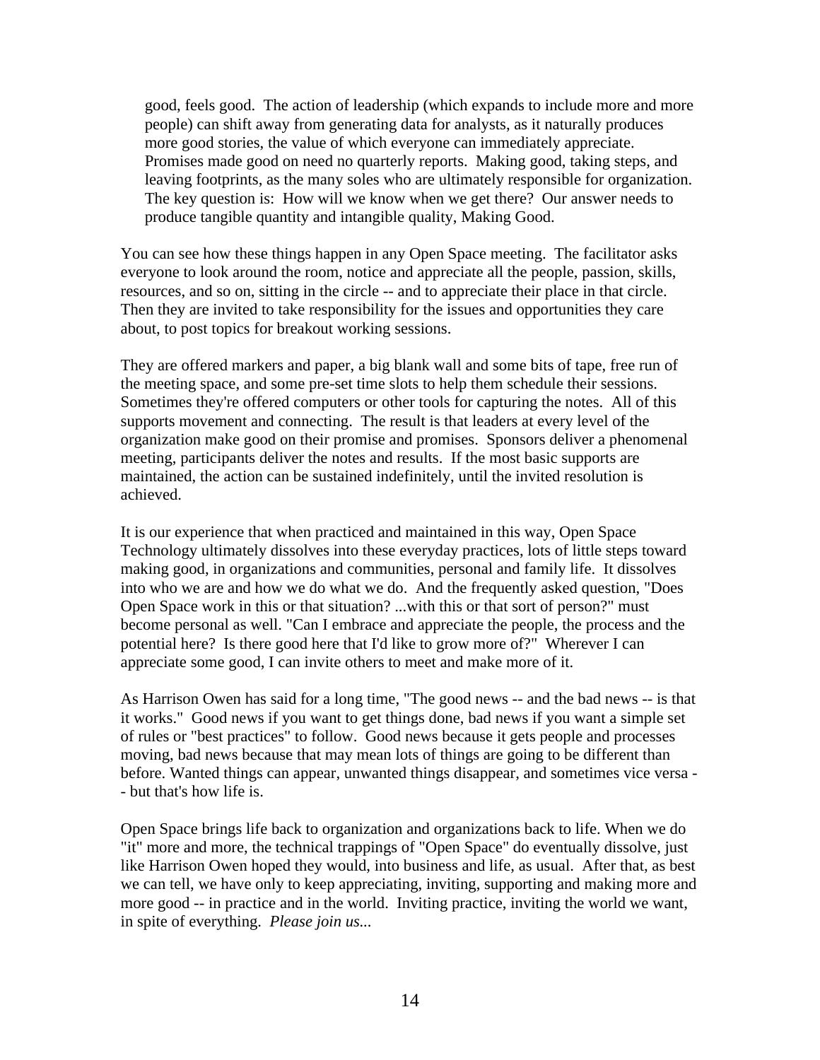> good, feels good. The action of leadership (which expands to include more and more people) can shift away from generating data for analysts, as it naturally produces more good stories, the value of which everyone can immediately appreciate. Promises made good on need no quarterly reports. Making good, taking steps, and leaving footprints, as the many soles who are ultimately responsible for organization. The key question is: How will we know when we get there? Our answer needs to produce tangible quantity and intangible quality, Making Good.

You can see how these things happen in any Open Space meeting. The facilitator asks everyone to look around the room, notice and appreciate all the people, passion, skills, resources, and so on, sitting in the circle -- and to appreciate their place in that circle. Then they are invited to take responsibility for the issues and opportunities they care about, to post topics for breakout working sessions.

They are offered markers and paper, a big blank wall and some bits of tape, free run of the meeting space, and some pre-set time slots to help them schedule their sessions. Sometimes they're offered computers or other tools for capturing the notes. All of this supports movement and connecting. The result is that leaders at every level of the organization make good on their promise and promises. Sponsors deliver a phenomenal meeting, participants deliver the notes and results. If the most basic supports are maintained, the action can be sustained indefinitely, until the invited resolution is achieved.

It is our experience that when practiced and maintained in this way, Open Space Technology ultimately dissolves into these everyday practices, lots of little steps toward making good, in organizations and communities, personal and family life. It dissolves into who we are and how we do what we do. And the frequently asked question, "Does Open Space work in this or that situation? ...with this or that sort of person?" must become personal as well. "Can I embrace and appreciate the people, the process and the potential here? Is there good here that I'd like to grow more of?" Wherever I can appreciate some good, I can invite others to meet and make more of it.

As Harrison Owen has said for a long time, "The good news -- and the bad news -- is that it works." Good news if you want to get things done, bad news if you want a simple set of rules or "best practices" to follow. Good news because it gets people and processes moving, bad news because that may mean lots of things are going to be different than before. Wanted things can appear, unwanted things disappear, and sometimes vice versa -- but that's how life is.

Open Space brings life back to organization and organizations back to life. When we do "it" more and more, the technical trappings of "Open Space" do eventually dissolve, just like Harrison Owen hoped they would, into business and life, as usual. After that, as best we can tell, we have only to keep appreciating, inviting, supporting and making more and more good -- in practice and in the world. Inviting practice, inviting the world we want, in spite of everything. *Please join us...*